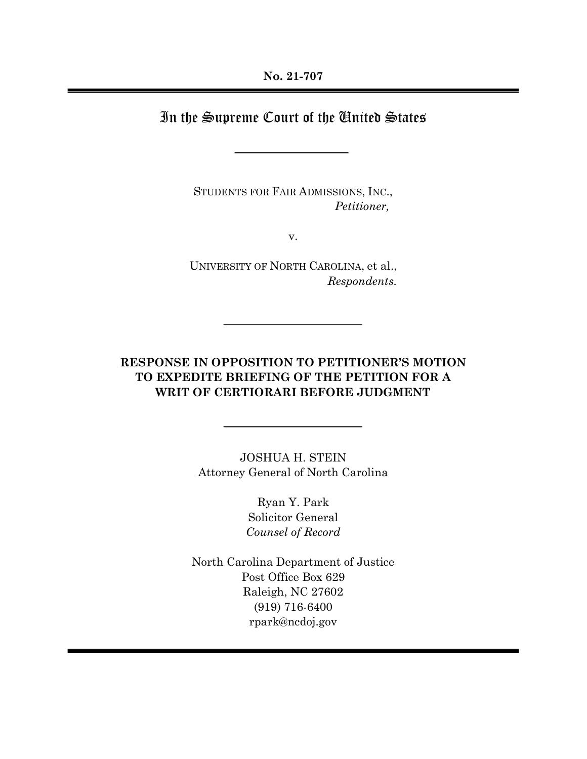**No. 21-707**

---

# In the Supreme Court of the United States

---

STUDENTS FOR FAIR ADMISSIONS, INC.,
*Petitioner,*

v.

UNIVERSITY OF NORTH CAROLINA, et al.,
*Respondents.*

---

## RESPONSE IN OPPOSITION TO PETITIONER'S MOTION TO EXPEDITE BRIEFING OF THE PETITION FOR A WRIT OF CERTIORARI BEFORE JUDGMENT

---

JOSHUA H. STEIN
Attorney General of North Carolina

Ryan Y. Park
Solicitor General
*Counsel of Record*

North Carolina Department of Justice
Post Office Box 629
Raleigh, NC 27602
(919) 716-6400
rpark@ncdoj.gov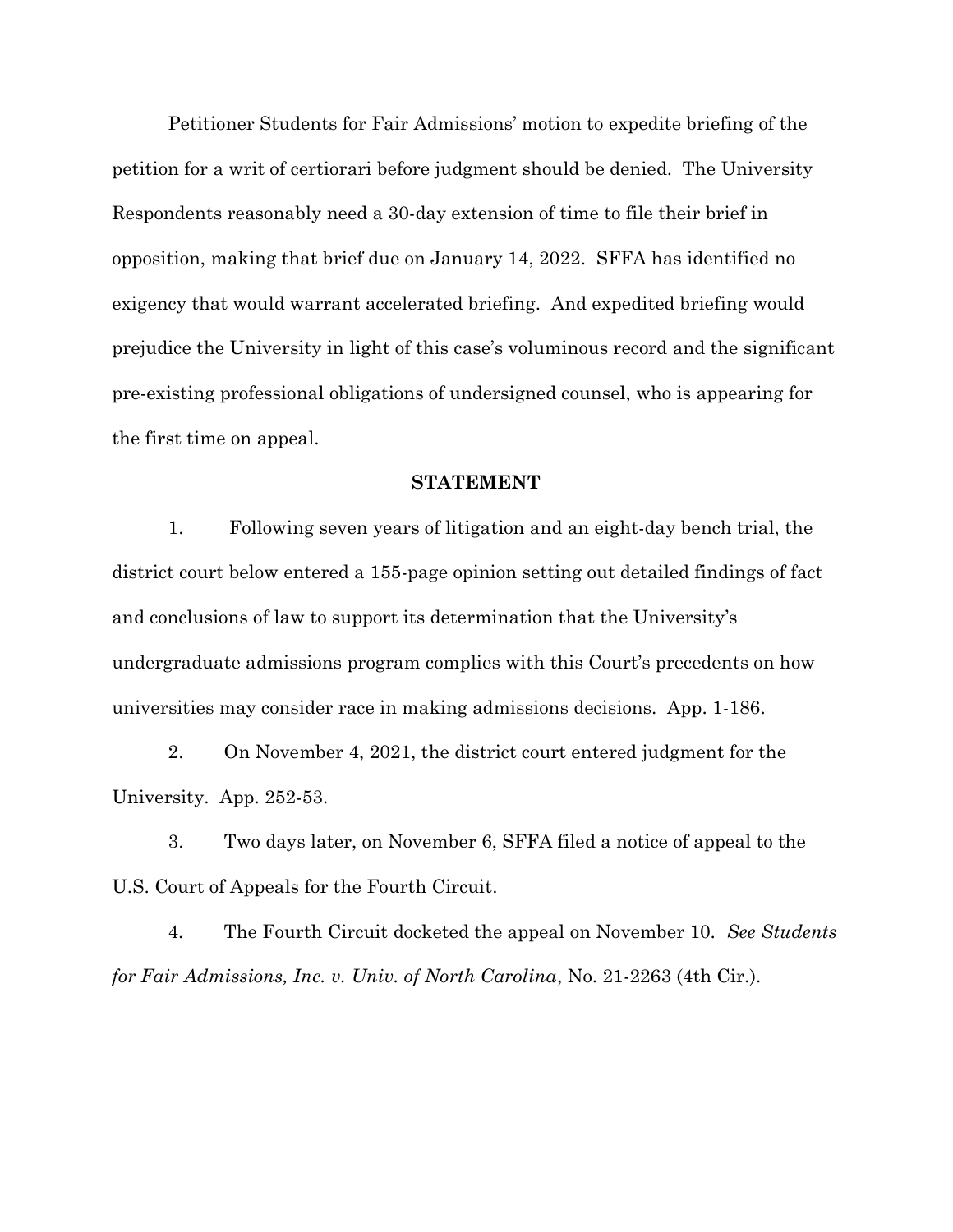Petitioner Students for Fair Admissions' motion to expedite briefing of the petition for a writ of certiorari before judgment should be denied. The University Respondents reasonably need a 30-day extension of time to file their brief in opposition, making that brief due on January 14, 2022. SFFA has identified no exigency that would warrant accelerated briefing. And expedited briefing would prejudice the University in light of this case's voluminous record and the significant pre-existing professional obligations of undersigned counsel, who is appearing for the first time on appeal.

## STATEMENT

1. Following seven years of litigation and an eight-day bench trial, the district court below entered a 155-page opinion setting out detailed findings of fact and conclusions of law to support its determination that the University's undergraduate admissions program complies with this Court's precedents on how universities may consider race in making admissions decisions. App. 1-186.

2. On November 4, 2021, the district court entered judgment for the University. App. 252-53.

3. Two days later, on November 6, SFFA filed a notice of appeal to the U.S. Court of Appeals for the Fourth Circuit.

4. The Fourth Circuit docketed the appeal on November 10. *See Students for Fair Admissions, Inc. v. Univ. of North Carolina*, No. 21-2263 (4th Cir.).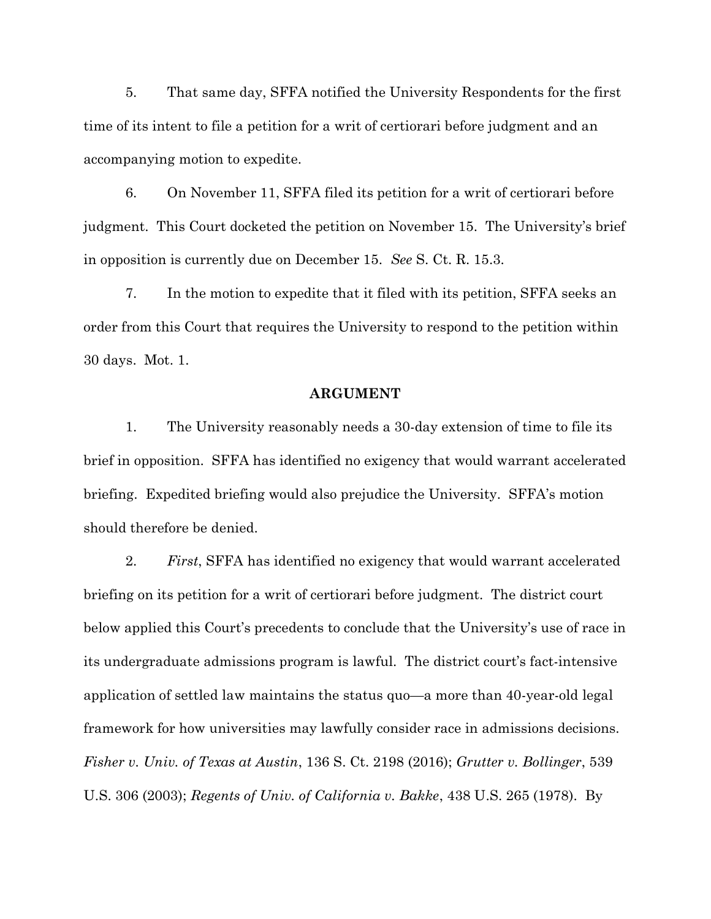5. That same day, SFFA notified the University Respondents for the first time of its intent to file a petition for a writ of certiorari before judgment and an accompanying motion to expedite.

6. On November 11, SFFA filed its petition for a writ of certiorari before judgment. This Court docketed the petition on November 15. The University's brief in opposition is currently due on December 15. *See* S. Ct. R. 15.3.

7. In the motion to expedite that it filed with its petition, SFFA seeks an order from this Court that requires the University to respond to the petition within 30 days. Mot. 1.

## ARGUMENT

1. The University reasonably needs a 30-day extension of time to file its brief in opposition. SFFA has identified no exigency that would warrant accelerated briefing. Expedited briefing would also prejudice the University. SFFA's motion should therefore be denied.

2. *First*, SFFA has identified no exigency that would warrant accelerated briefing on its petition for a writ of certiorari before judgment. The district court below applied this Court's precedents to conclude that the University's use of race in its undergraduate admissions program is lawful. The district court's fact-intensive application of settled law maintains the status quo—a more than 40-year-old legal framework for how universities may lawfully consider race in admissions decisions. *Fisher v. Univ. of Texas at Austin*, 136 S. Ct. 2198 (2016); *Grutter v. Bollinger*, 539 U.S. 306 (2003); *Regents of Univ. of California v. Bakke*, 438 U.S. 265 (1978). By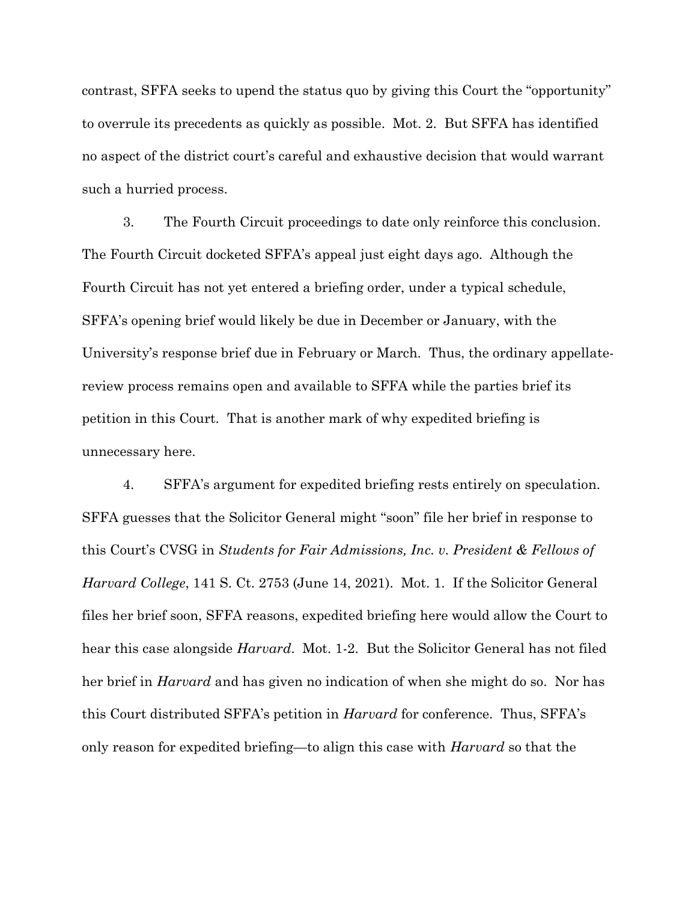contrast, SFFA seeks to upend the status quo by giving this Court the "opportunity" to overrule its precedents as quickly as possible. Mot. 2. But SFFA has identified no aspect of the district court's careful and exhaustive decision that would warrant such a hurried process.

3. The Fourth Circuit proceedings to date only reinforce this conclusion. The Fourth Circuit docketed SFFA's appeal just eight days ago. Although the Fourth Circuit has not yet entered a briefing order, under a typical schedule, SFFA's opening brief would likely be due in December or January, with the University's response brief due in February or March. Thus, the ordinary appellate-review process remains open and available to SFFA while the parties brief its petition in this Court. That is another mark of why expedited briefing is unnecessary here.

4. SFFA's argument for expedited briefing rests entirely on speculation. SFFA guesses that the Solicitor General might "soon" file her brief in response to this Court's CVSG in *Students for Fair Admissions, Inc. v. President & Fellows of Harvard College*, 141 S. Ct. 2753 (June 14, 2021). Mot. 1. If the Solicitor General files her brief soon, SFFA reasons, expedited briefing here would allow the Court to hear this case alongside *Harvard*. Mot. 1-2. But the Solicitor General has not filed her brief in *Harvard* and has given no indication of when she might do so. Nor has this Court distributed SFFA's petition in *Harvard* for conference. Thus, SFFA's only reason for expedited briefing—to align this case with *Harvard* so that the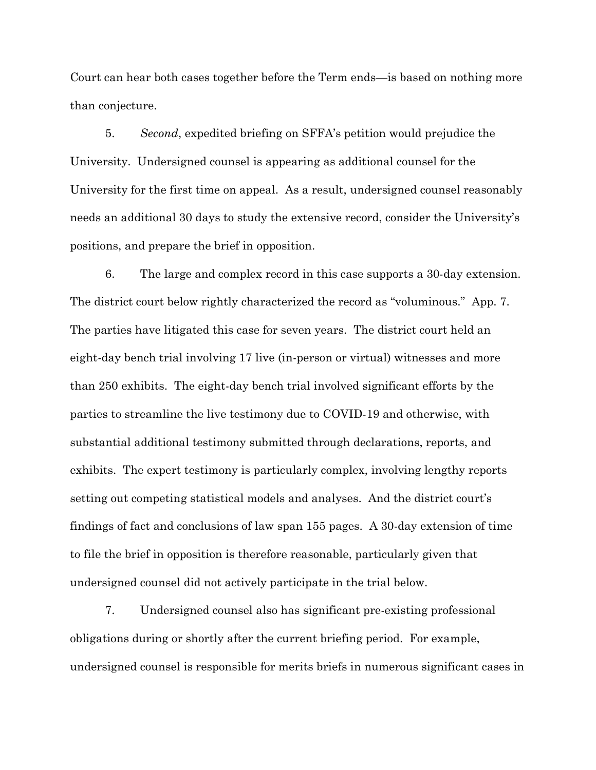Court can hear both cases together before the Term ends—is based on nothing more than conjecture.

5. *Second*, expedited briefing on SFFA's petition would prejudice the University. Undersigned counsel is appearing as additional counsel for the University for the first time on appeal. As a result, undersigned counsel reasonably needs an additional 30 days to study the extensive record, consider the University's positions, and prepare the brief in opposition.

6. The large and complex record in this case supports a 30-day extension. The district court below rightly characterized the record as "voluminous." App. 7. The parties have litigated this case for seven years. The district court held an eight-day bench trial involving 17 live (in-person or virtual) witnesses and more than 250 exhibits. The eight-day bench trial involved significant efforts by the parties to streamline the live testimony due to COVID-19 and otherwise, with substantial additional testimony submitted through declarations, reports, and exhibits. The expert testimony is particularly complex, involving lengthy reports setting out competing statistical models and analyses. And the district court's findings of fact and conclusions of law span 155 pages. A 30-day extension of time to file the brief in opposition is therefore reasonable, particularly given that undersigned counsel did not actively participate in the trial below.

7. Undersigned counsel also has significant pre-existing professional obligations during or shortly after the current briefing period. For example, undersigned counsel is responsible for merits briefs in numerous significant cases in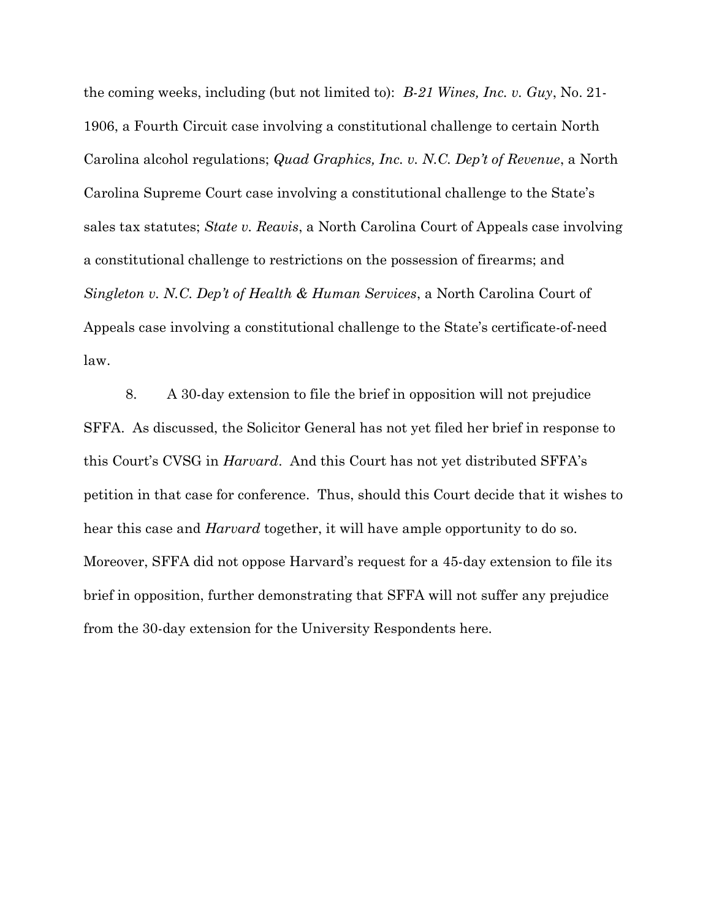the coming weeks, including (but not limited to): *B-21 Wines, Inc. v. Guy*, No. 21-1906, a Fourth Circuit case involving a constitutional challenge to certain North Carolina alcohol regulations; *Quad Graphics, Inc. v. N.C. Dep't of Revenue*, a North Carolina Supreme Court case involving a constitutional challenge to the State's sales tax statutes; *State v. Reavis*, a North Carolina Court of Appeals case involving a constitutional challenge to restrictions on the possession of firearms; and *Singleton v. N.C. Dep't of Health & Human Services*, a North Carolina Court of Appeals case involving a constitutional challenge to the State's certificate-of-need law.

8. A 30-day extension to file the brief in opposition will not prejudice SFFA. As discussed, the Solicitor General has not yet filed her brief in response to this Court's CVSG in *Harvard*. And this Court has not yet distributed SFFA's petition in that case for conference. Thus, should this Court decide that it wishes to hear this case and *Harvard* together, it will have ample opportunity to do so. Moreover, SFFA did not oppose Harvard's request for a 45-day extension to file its brief in opposition, further demonstrating that SFFA will not suffer any prejudice from the 30-day extension for the University Respondents here.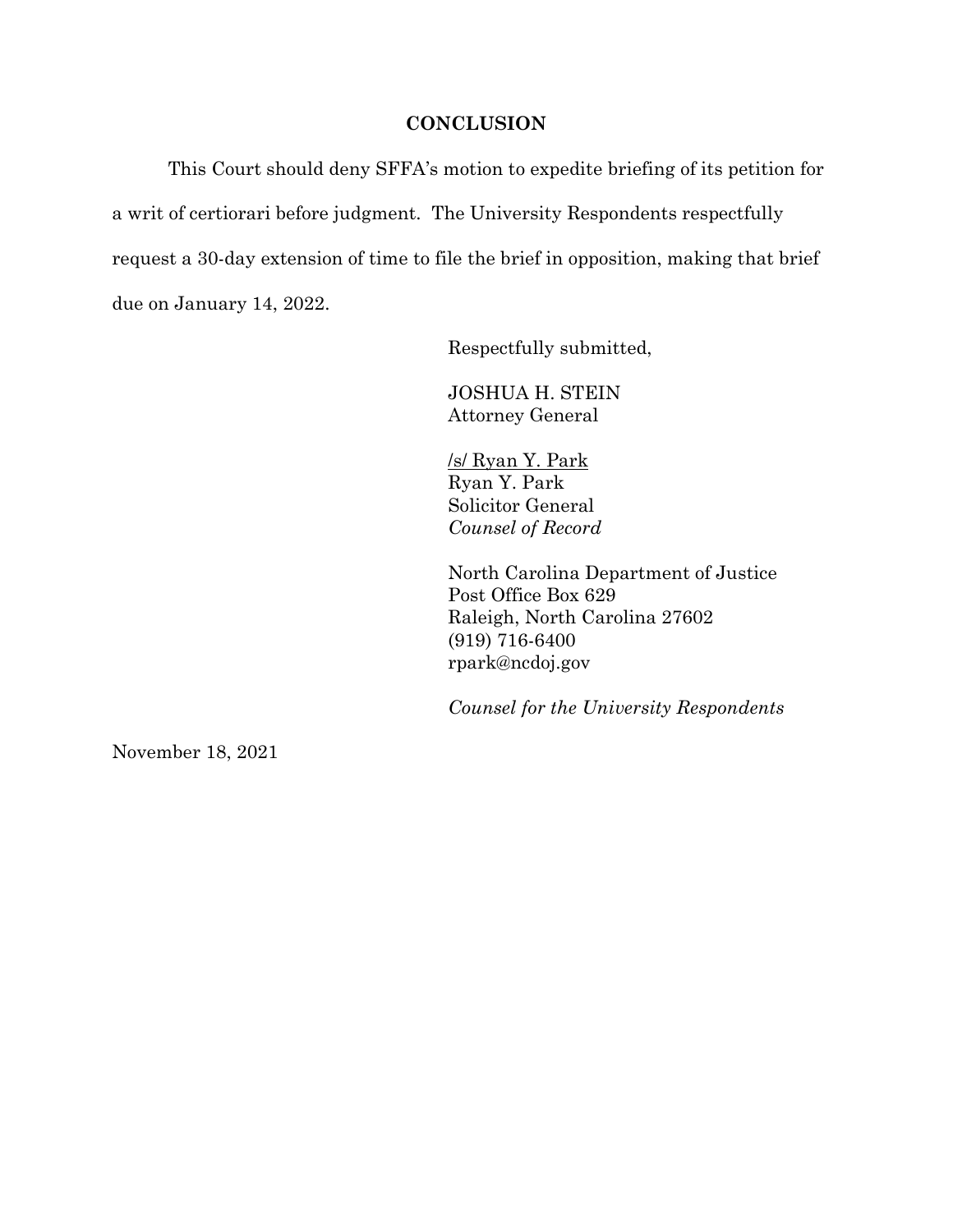## CONCLUSION

This Court should deny SFFA's motion to expedite briefing of its petition for a writ of certiorari before judgment. The University Respondents respectfully request a 30-day extension of time to file the brief in opposition, making that brief due on January 14, 2022.

Respectfully submitted,

JOSHUA H. STEIN
Attorney General

/s/ Ryan Y. Park
Ryan Y. Park
Solicitor General
*Counsel of Record*

North Carolina Department of Justice
Post Office Box 629
Raleigh, North Carolina 27602
(919) 716-6400
rpark@ncdoj.gov

*Counsel for the University Respondents*

November 18, 2021